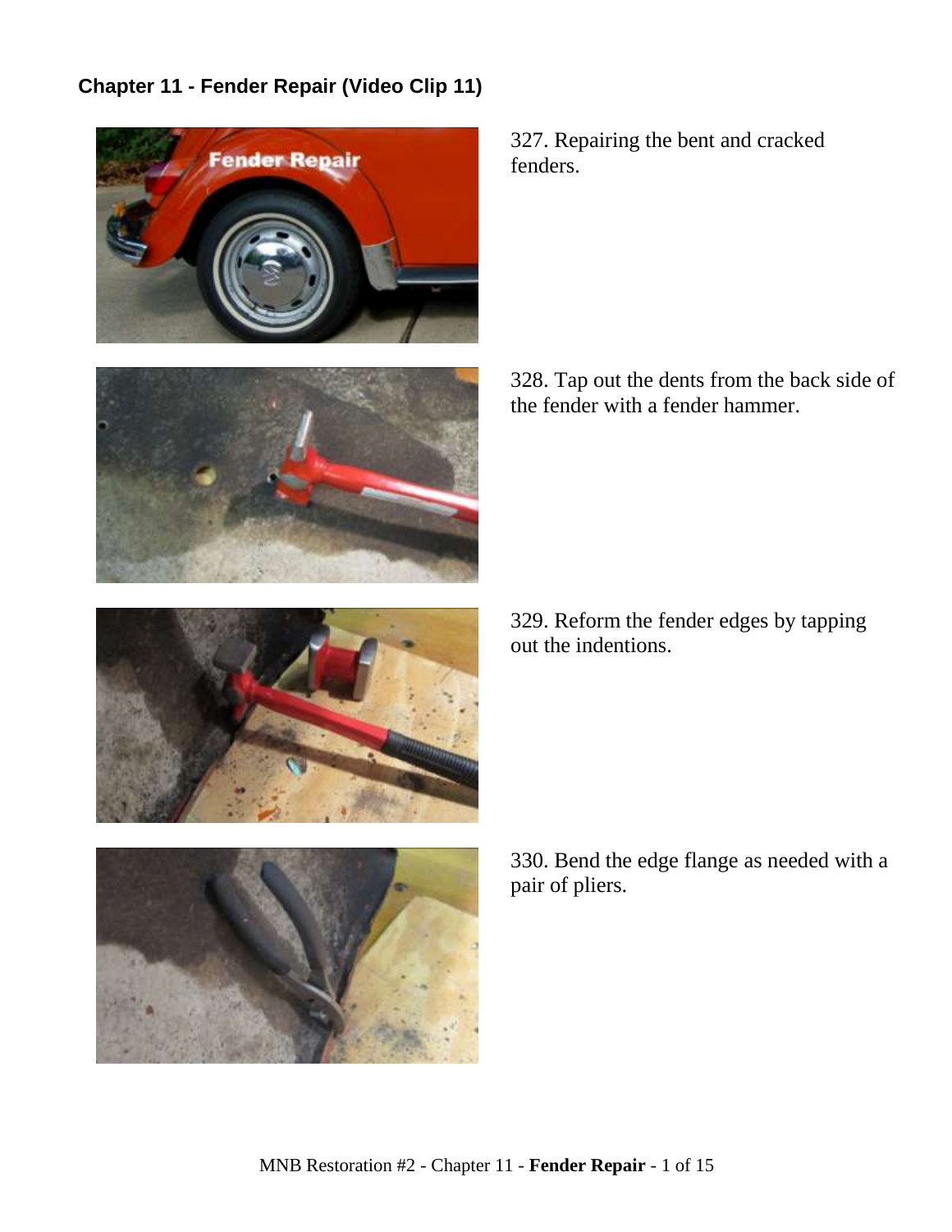## Chapter 11 - Fender Repair (Video Clip 11)

327. Repairing the bent and cracked fenders.

328. Tap out the dents from the back side of the fender with a fender hammer.

329. Reform the fender edges by tapping out the indentions.

330. Bend the edge flange as needed with a pair of pliers.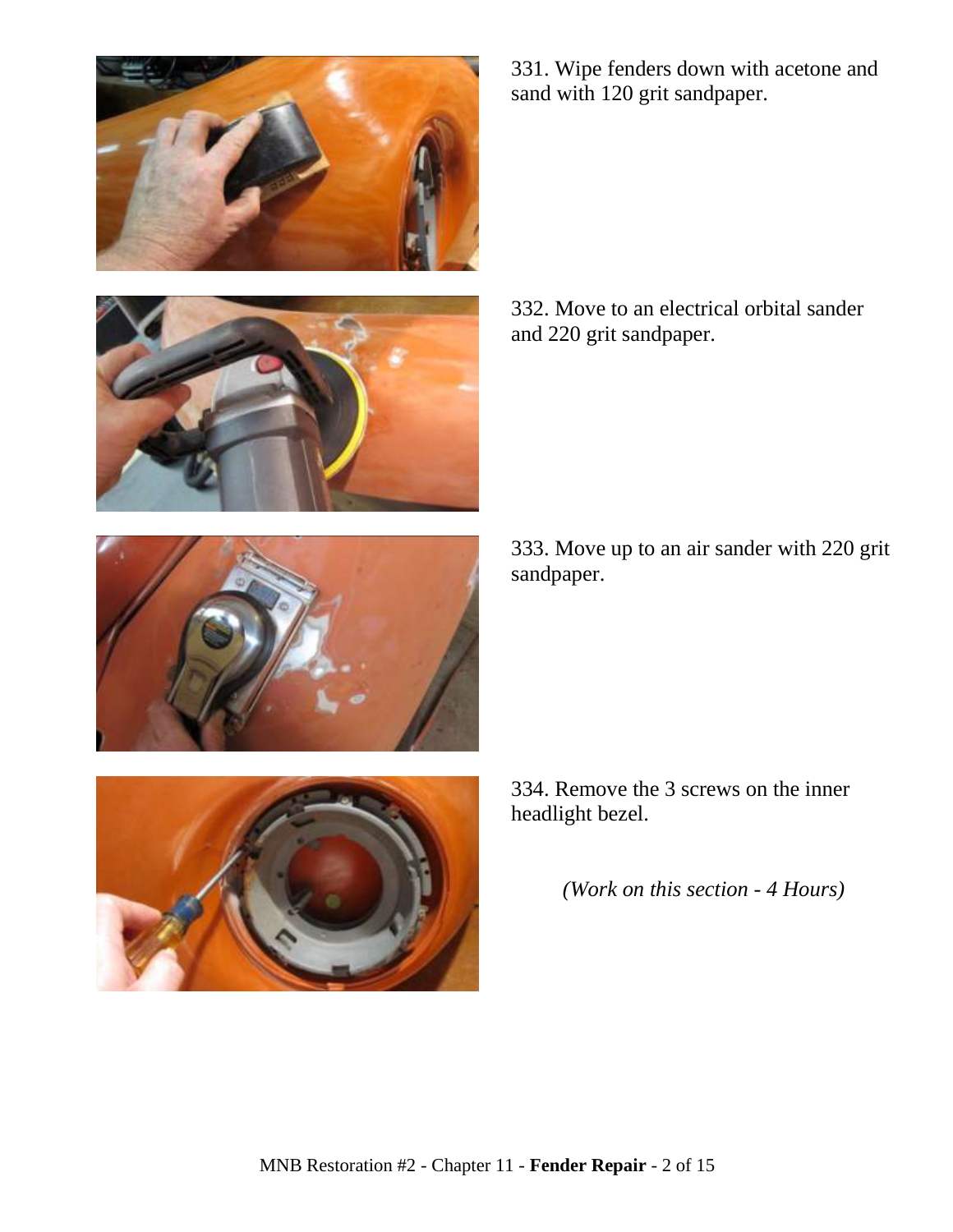331. Wipe fenders down with acetone and sand with 120 grit sandpaper.

332. Move to an electrical orbital sander and 220 grit sandpaper.

333. Move up to an air sander with 220 grit sandpaper.

334. Remove the 3 screws on the inner headlight bezel.

*(Work on this section - 4 Hours)*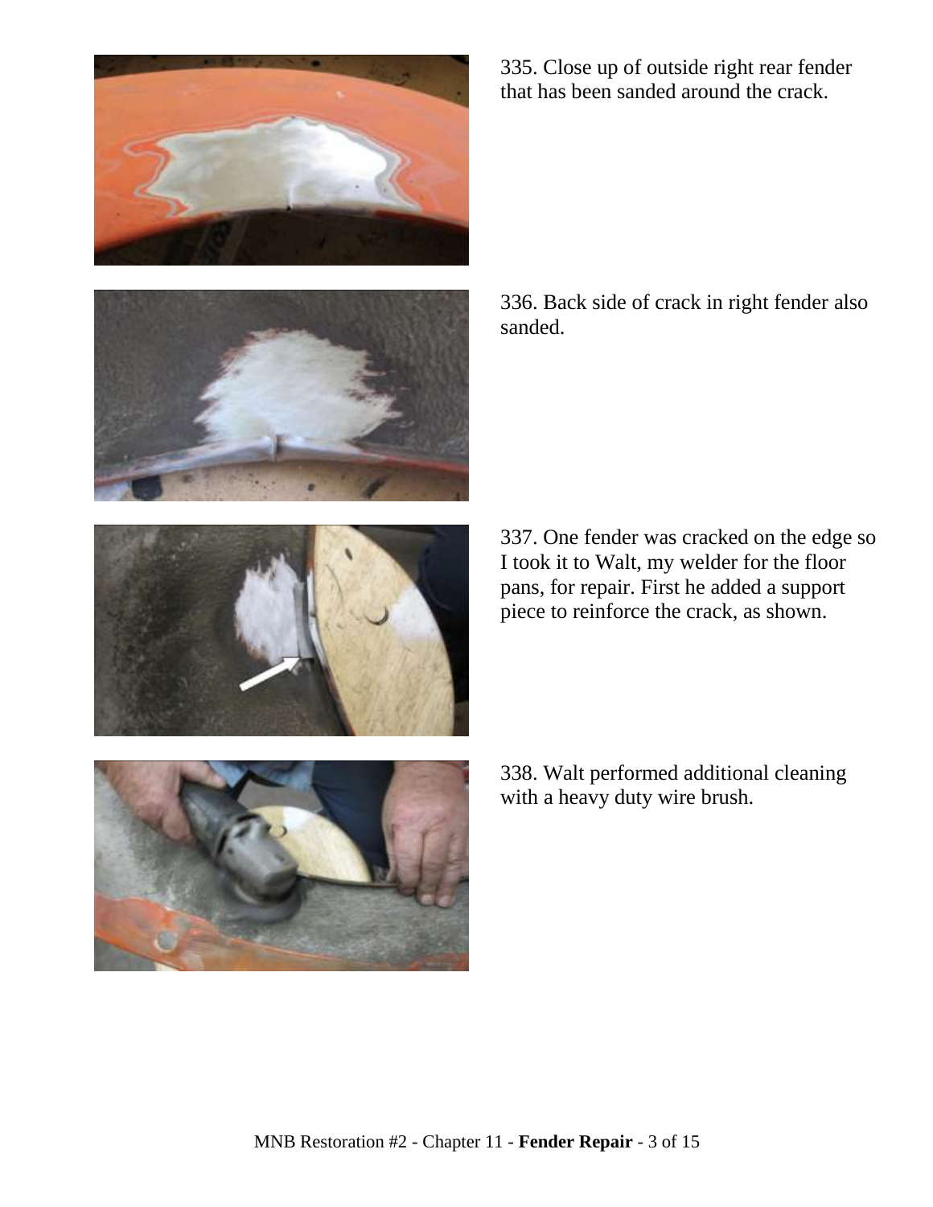335. Close up of outside right rear fender that has been sanded around the crack.

336. Back side of crack in right fender also sanded.

337. One fender was cracked on the edge so I took it to Walt, my welder for the floor pans, for repair. First he added a support piece to reinforce the crack, as shown.

338. Walt performed additional cleaning with a heavy duty wire brush.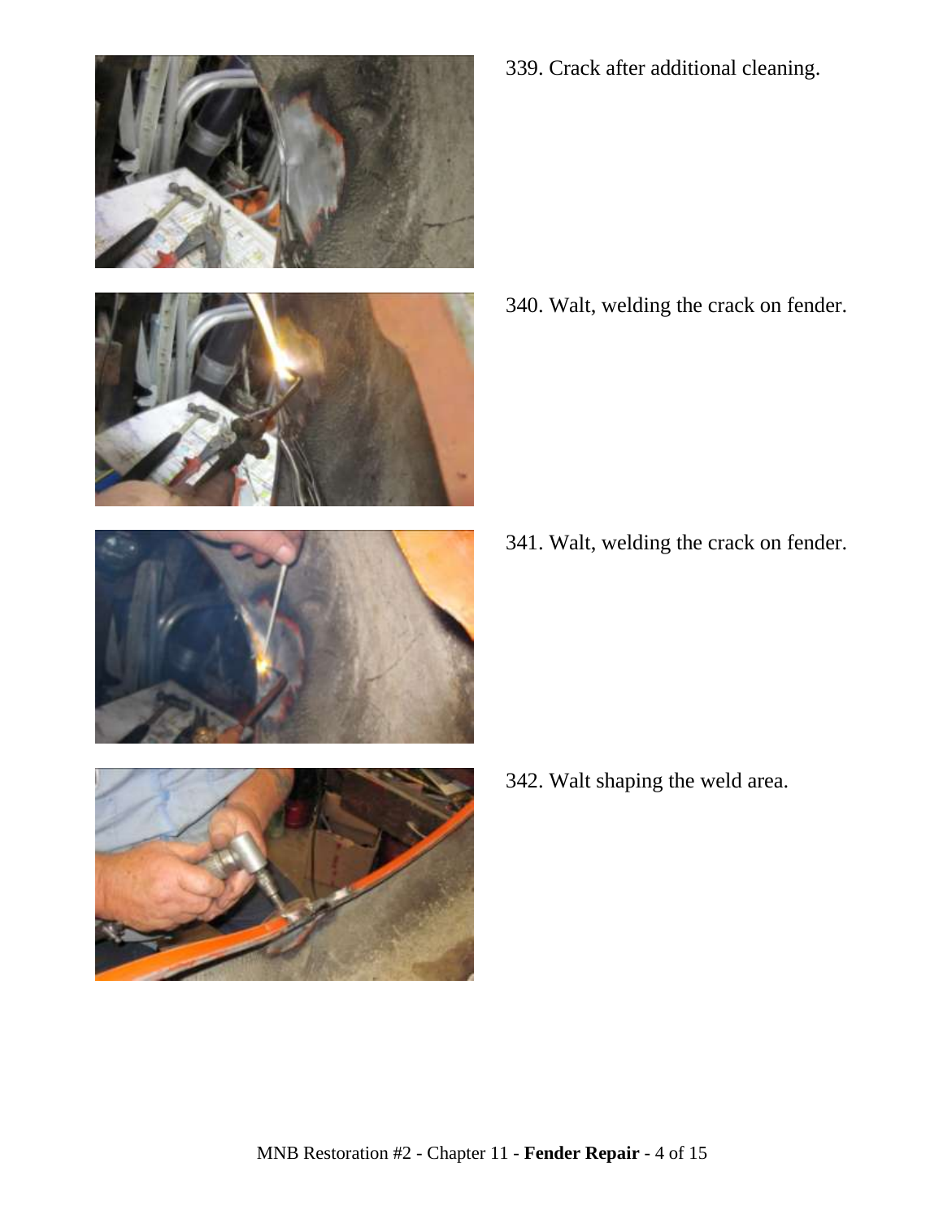339. Crack after additional cleaning.

340. Walt, welding the crack on fender.

341. Walt, welding the crack on fender.

342. Walt shaping the weld area.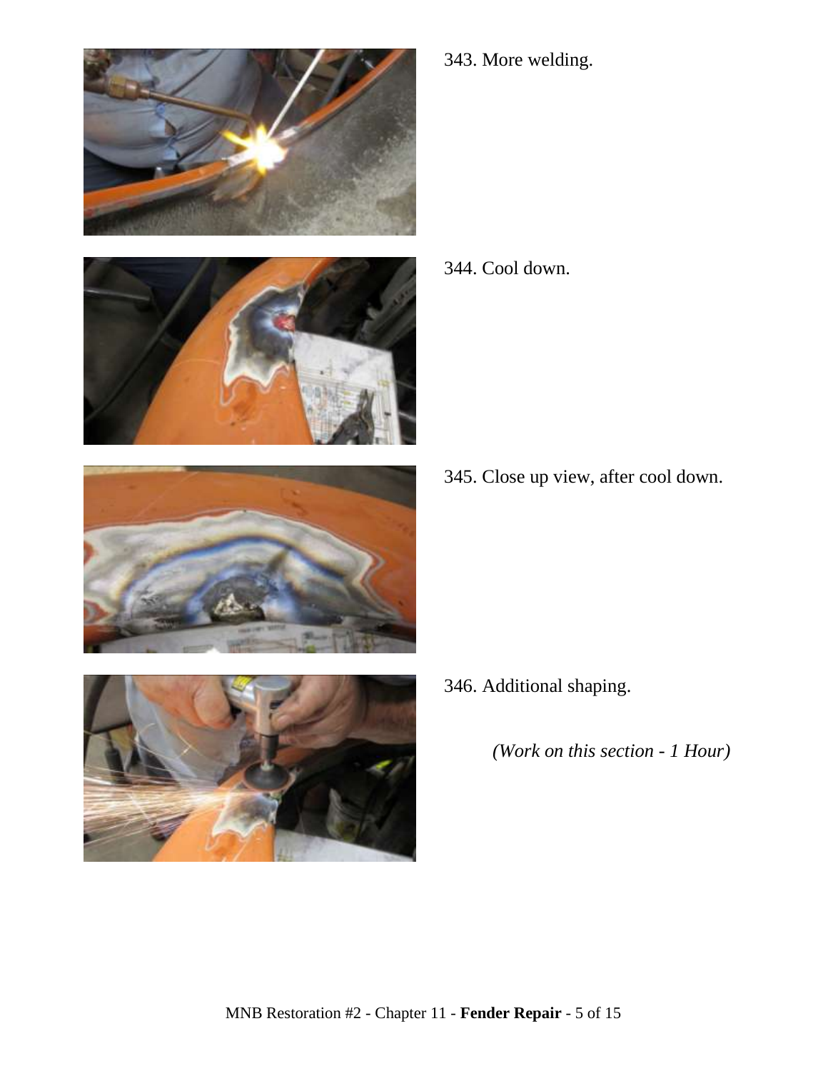343. More welding.

344. Cool down.

345. Close up view, after cool down.

346. Additional shaping.

*(Work on this section - 1 Hour)*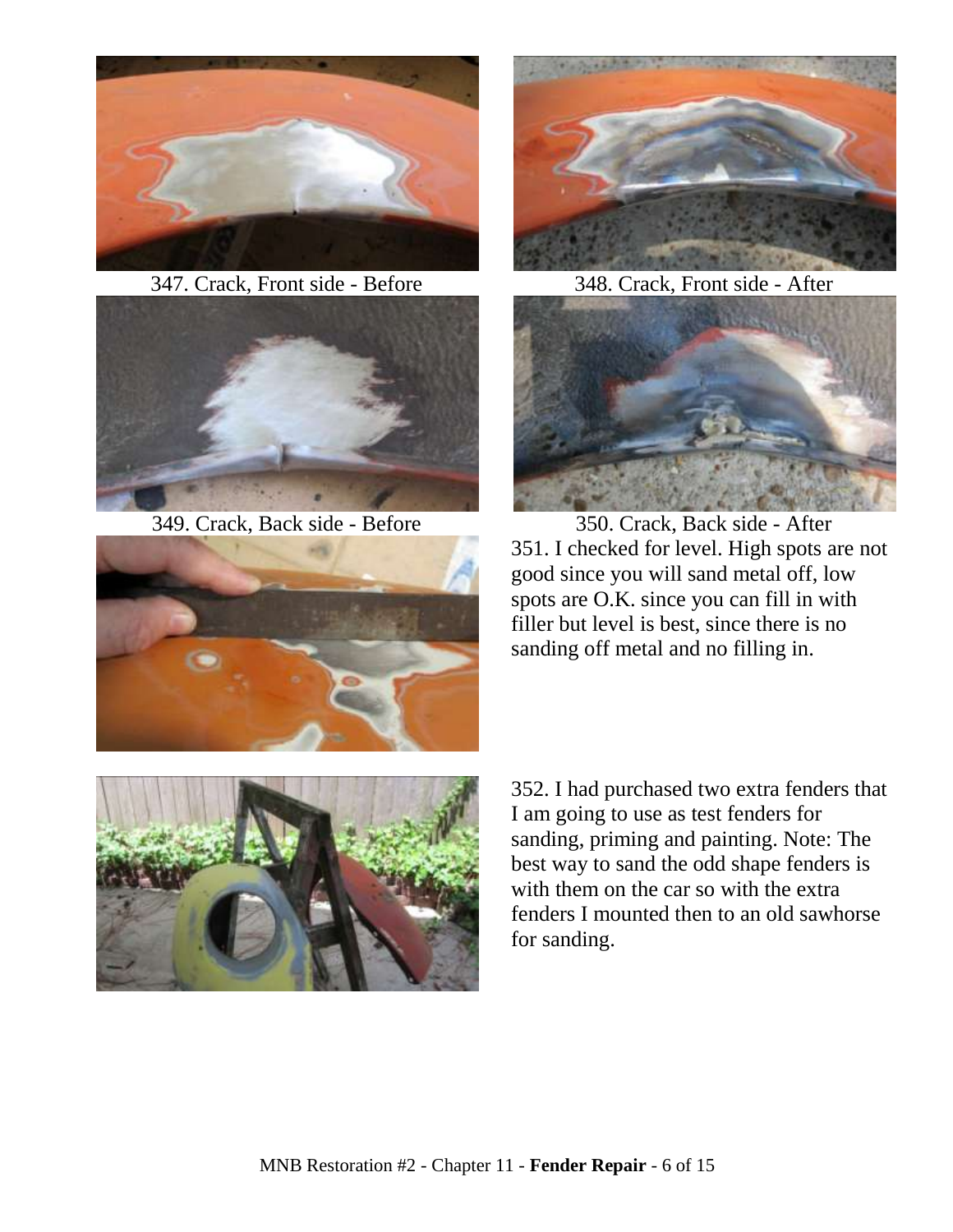347. Crack, Front side - Before

348. Crack, Front side - After

349. Crack, Back side - Before

350. Crack, Back side - After

351. I checked for level. High spots are not good since you will sand metal off, low spots are O.K. since you can fill in with filler but level is best, since there is no sanding off metal and no filling in.

352. I had purchased two extra fenders that I am going to use as test fenders for sanding, priming and painting. Note: The best way to sand the odd shape fenders is with them on the car so with the extra fenders I mounted then to an old sawhorse for sanding.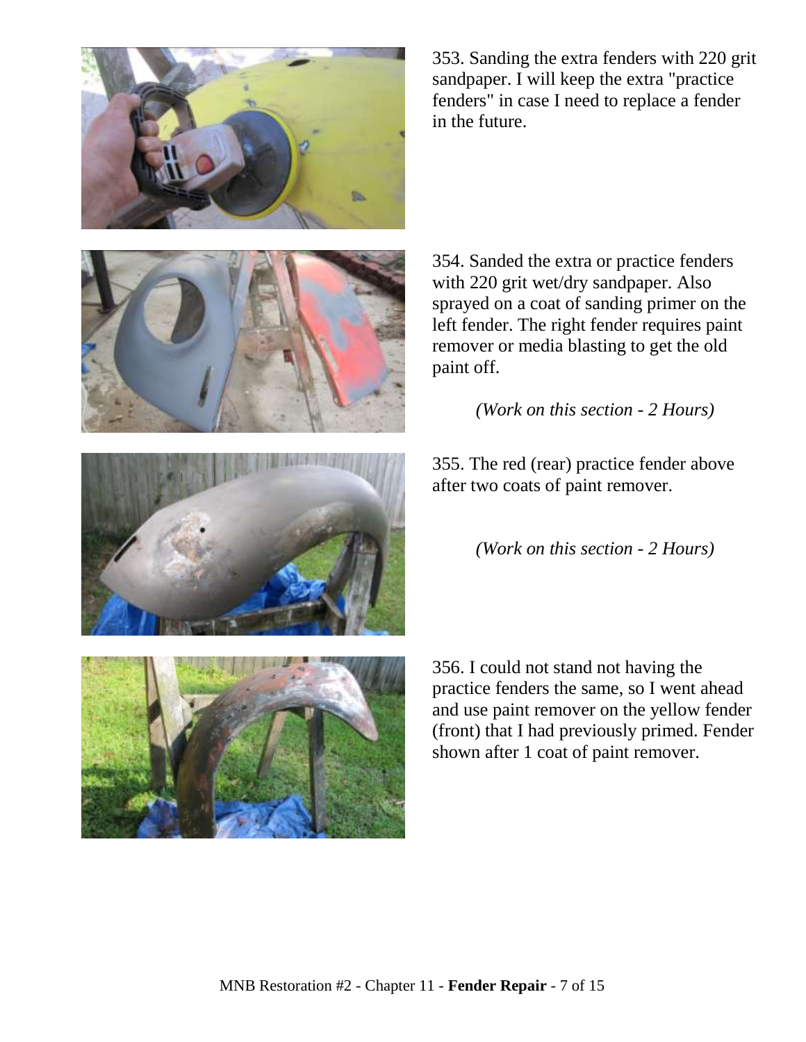353. Sanding the extra fenders with 220 grit sandpaper. I will keep the extra "practice fenders" in case I need to replace a fender in the future.

354. Sanded the extra or practice fenders with 220 grit wet/dry sandpaper. Also sprayed on a coat of sanding primer on the left fender. The right fender requires paint remover or media blasting to get the old paint off.

*(Work on this section - 2 Hours)*

355. The red (rear) practice fender above after two coats of paint remover.

*(Work on this section - 2 Hours)*

356. I could not stand not having the practice fenders the same, so I went ahead and use paint remover on the yellow fender (front) that I had previously primed. Fender shown after 1 coat of paint remover.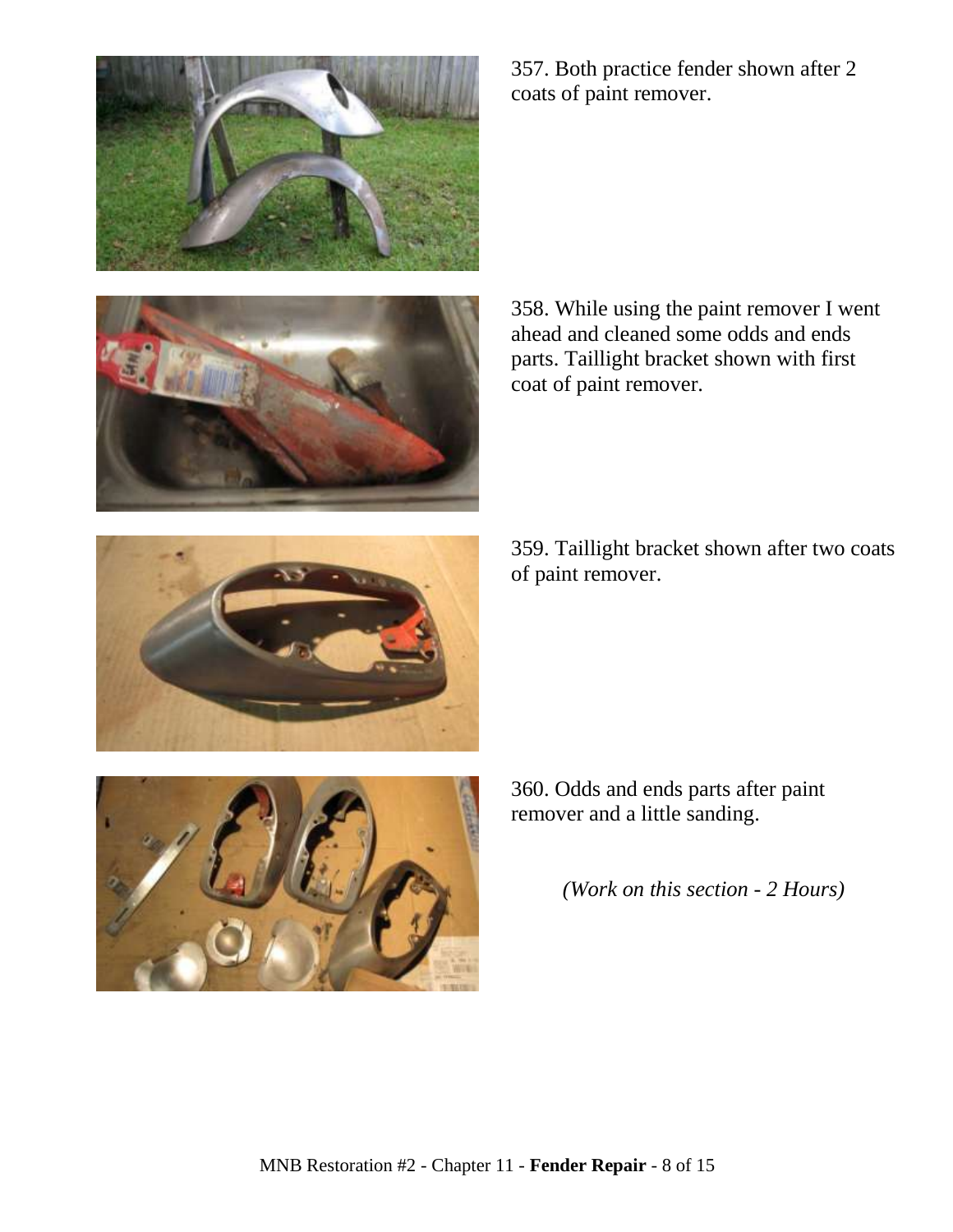357. Both practice fender shown after 2 coats of paint remover.

358. While using the paint remover I went ahead and cleaned some odds and ends parts. Taillight bracket shown with first coat of paint remover.

359. Taillight bracket shown after two coats of paint remover.

360. Odds and ends parts after paint remover and a little sanding.

*(Work on this section - 2 Hours)*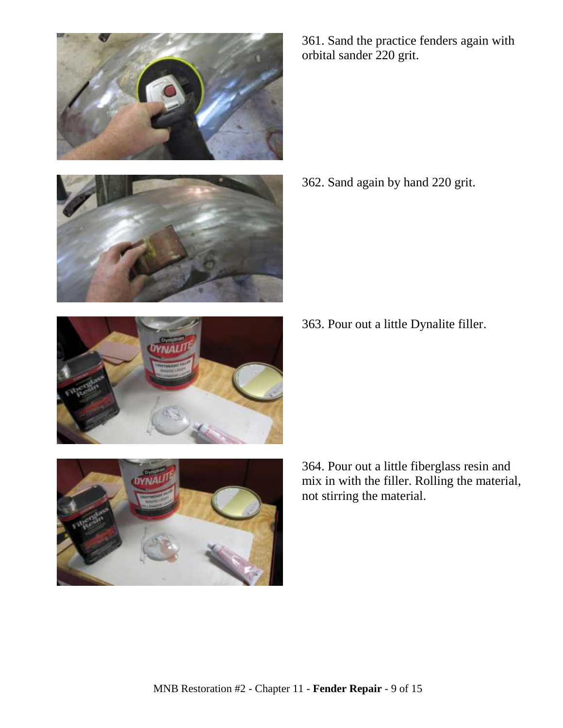361. Sand the practice fenders again with orbital sander 220 grit.

362. Sand again by hand 220 grit.

363. Pour out a little Dynalite filler.

364. Pour out a little fiberglass resin and mix in with the filler. Rolling the material, not stirring the material.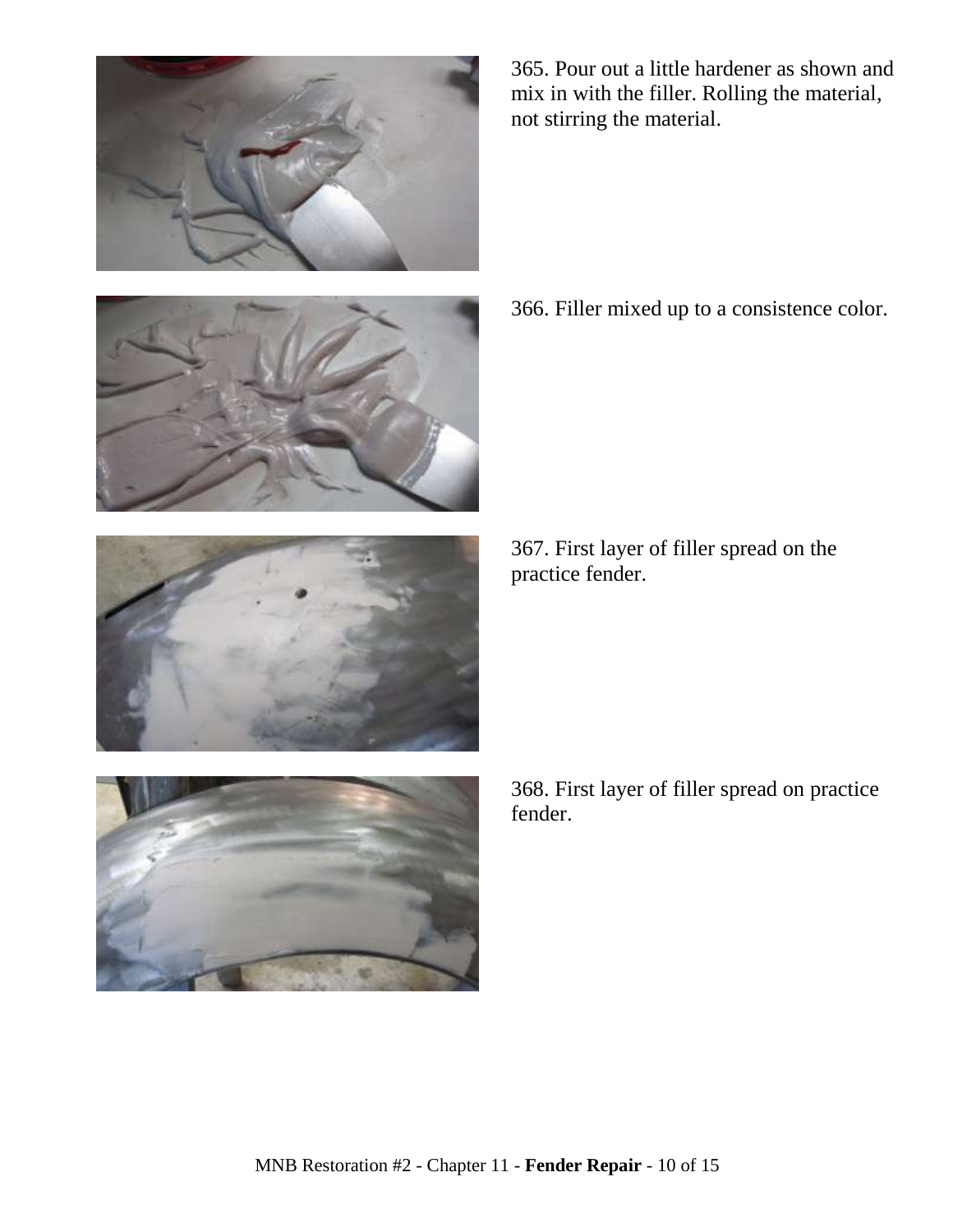365. Pour out a little hardener as shown and mix in with the filler. Rolling the material, not stirring the material.

366. Filler mixed up to a consistence color.

367. First layer of filler spread on the practice fender.

368. First layer of filler spread on practice fender.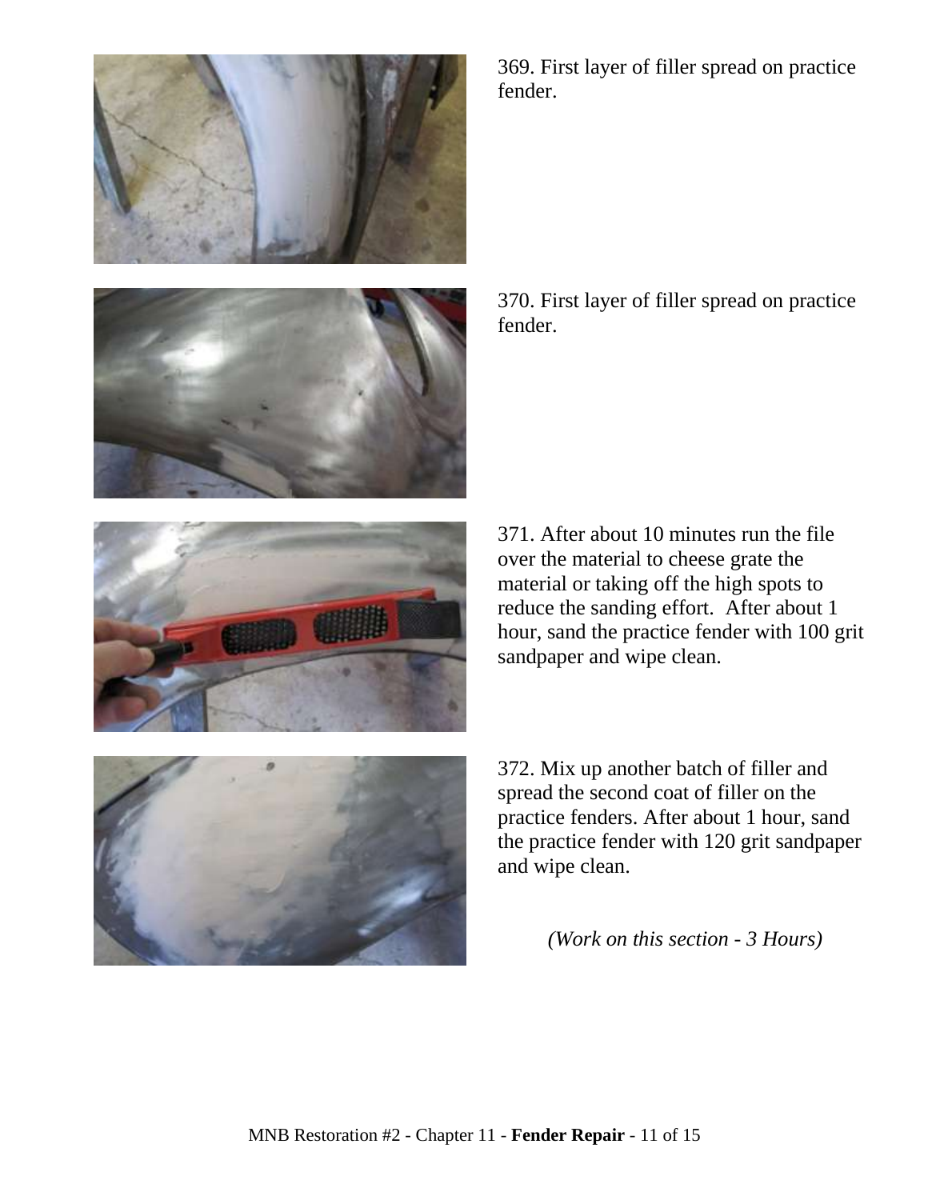369. First layer of filler spread on practice fender.

370. First layer of filler spread on practice fender.

371. After about 10 minutes run the file over the material to cheese grate the material or taking off the high spots to reduce the sanding effort. After about 1 hour, sand the practice fender with 100 grit sandpaper and wipe clean.

372. Mix up another batch of filler and spread the second coat of filler on the practice fenders. After about 1 hour, sand the practice fender with 120 grit sandpaper and wipe clean.

*(Work on this section - 3 Hours)*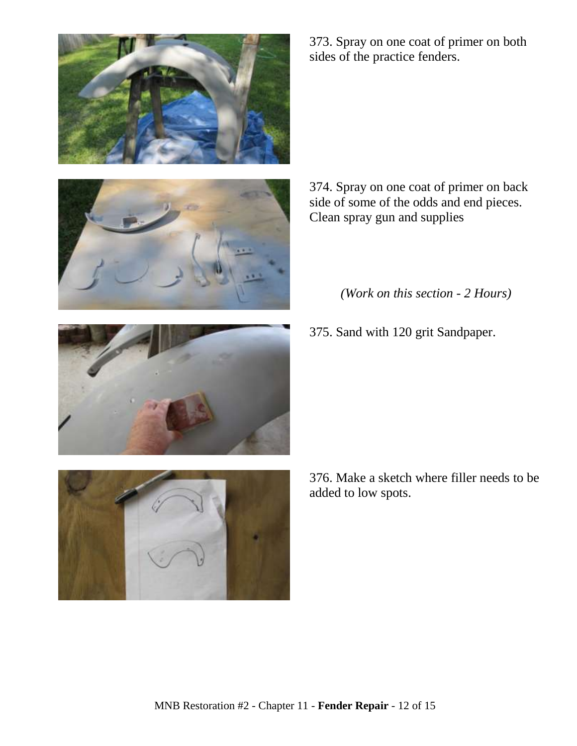373. Spray on one coat of primer on both sides of the practice fenders.

374. Spray on one coat of primer on back side of some of the odds and end pieces. Clean spray gun and supplies

*(Work on this section - 2 Hours)*

375. Sand with 120 grit Sandpaper.

376. Make a sketch where filler needs to be added to low spots.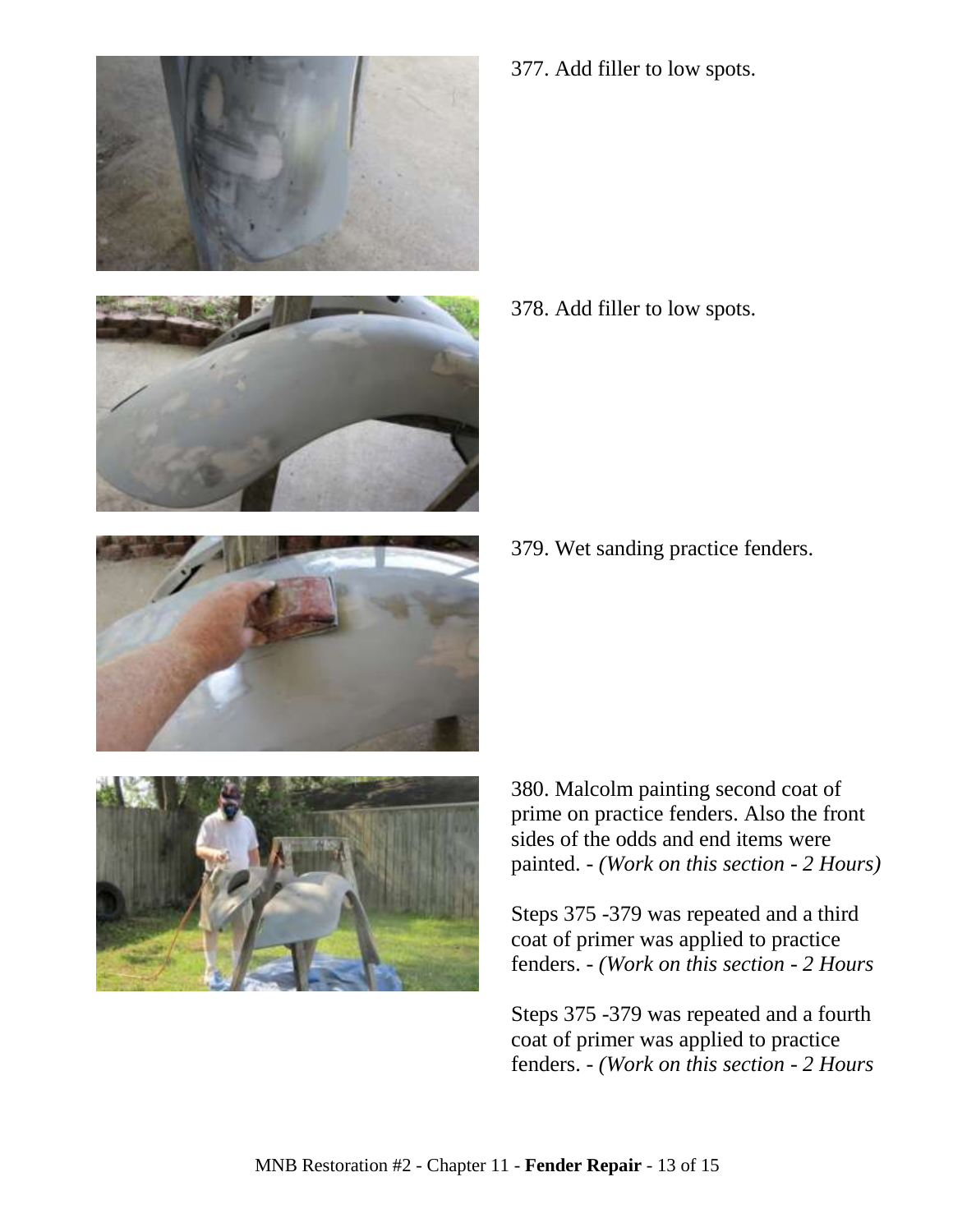377. Add filler to low spots.

378. Add filler to low spots.

379. Wet sanding practice fenders.

380. Malcolm painting second coat of prime on practice fenders. Also the front sides of the odds and end items were painted. - *(Work on this section - 2 Hours)*

Steps 375 -379 was repeated and a third coat of primer was applied to practice fenders. - *(Work on this section - 2 Hours*

Steps 375 -379 was repeated and a fourth coat of primer was applied to practice fenders. - *(Work on this section - 2 Hours*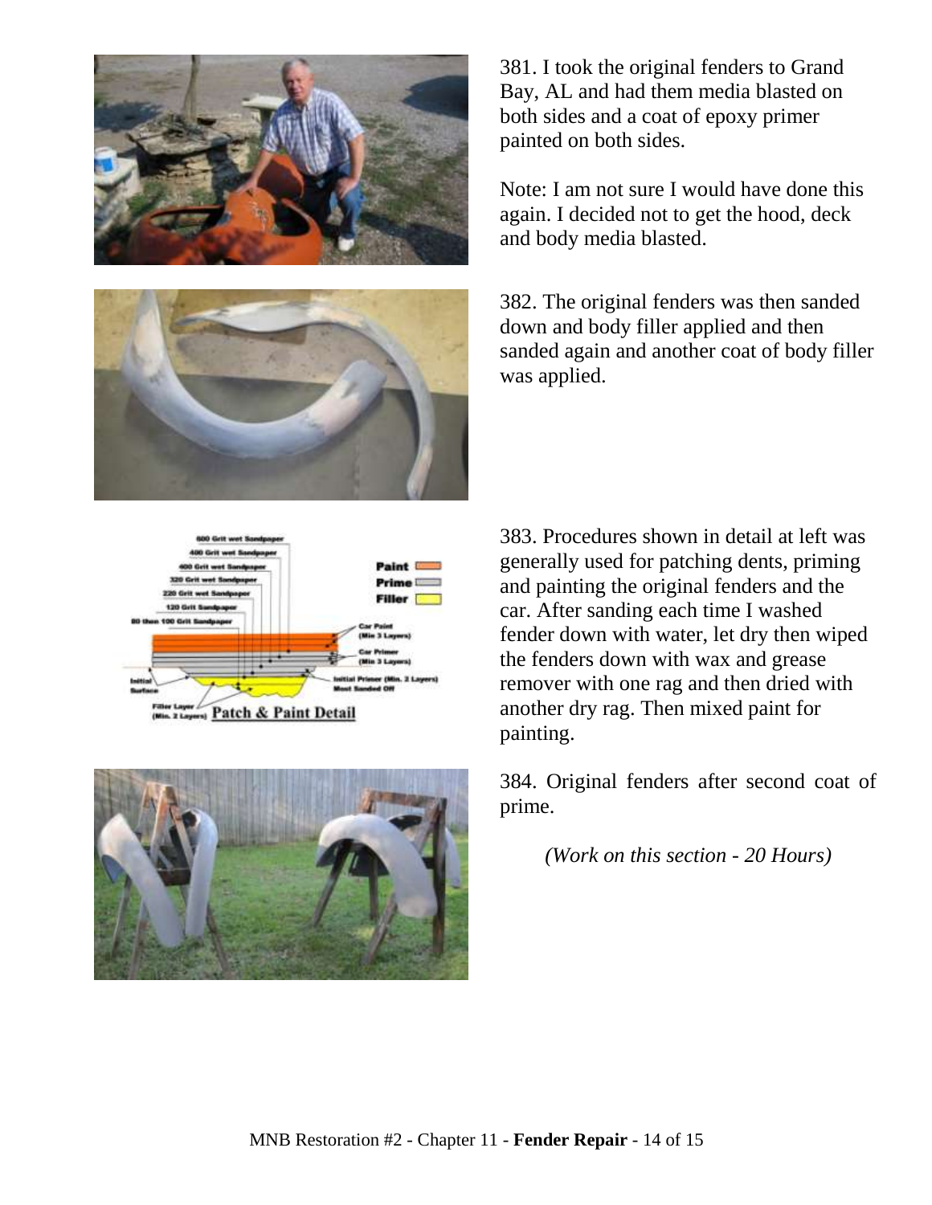381. I took the original fenders to Grand Bay, AL and had them media blasted on both sides and a coat of epoxy primer painted on both sides.

Note: I am not sure I would have done this again. I decided not to get the hood, deck and body media blasted.

382. The original fenders was then sanded down and body filler applied and then sanded again and another coat of body filler was applied.

383. Procedures shown in detail at left was generally used for patching dents, priming and painting the original fenders and the car. After sanding each time I washed fender down with water, let dry then wiped the fenders down with wax and grease remover with one rag and then dried with another dry rag. Then mixed paint for painting.

384. Original fenders after second coat of prime.

*(Work on this section - 20 Hours)*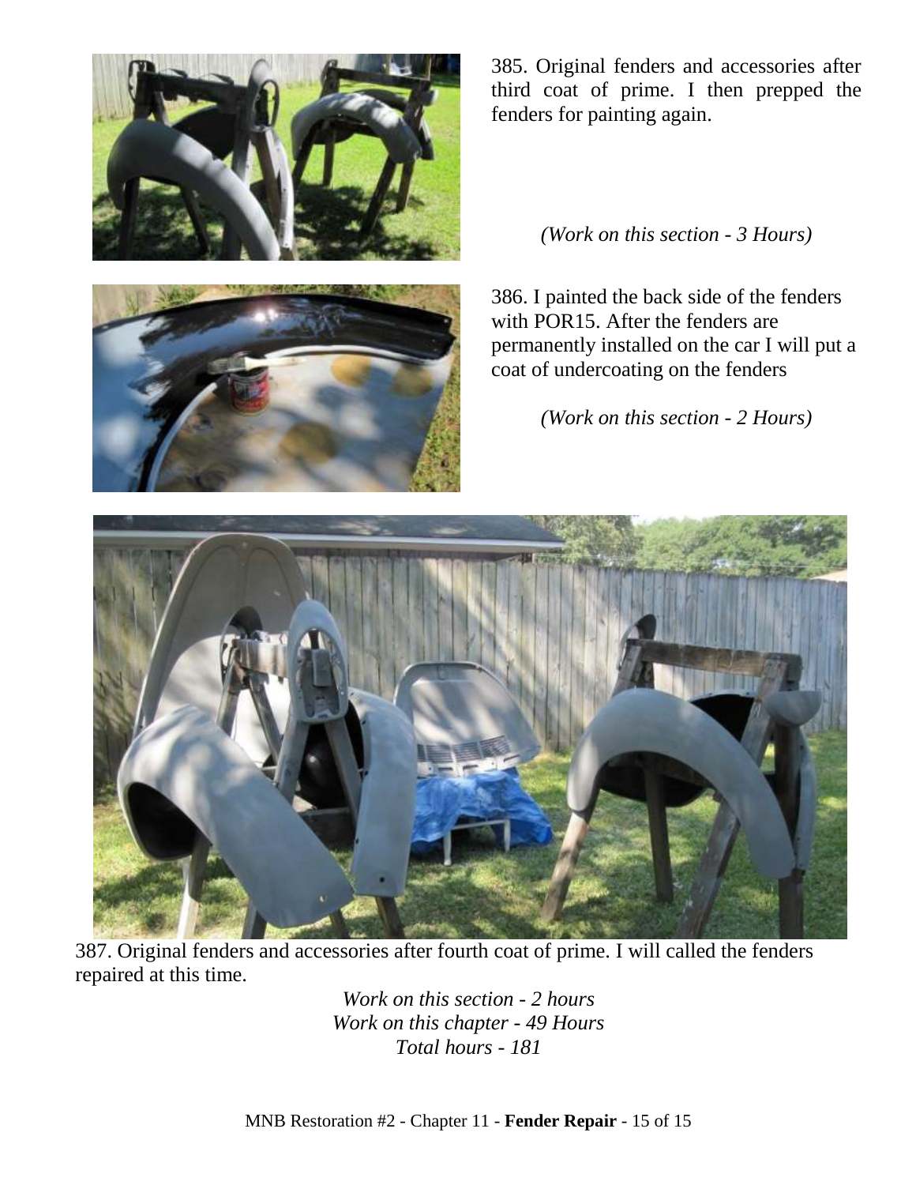385. Original fenders and accessories after third coat of prime. I then prepped the fenders for painting again.

*(Work on this section - 3 Hours)*

386. I painted the back side of the fenders with POR15. After the fenders are permanently installed on the car I will put a coat of undercoating on the fenders

*(Work on this section - 2 Hours)*

387. Original fenders and accessories after fourth coat of prime. I will called the fenders repaired at this time.

*Work on this section - 2 hours*
*Work on this chapter - 49 Hours*
*Total hours - 181*